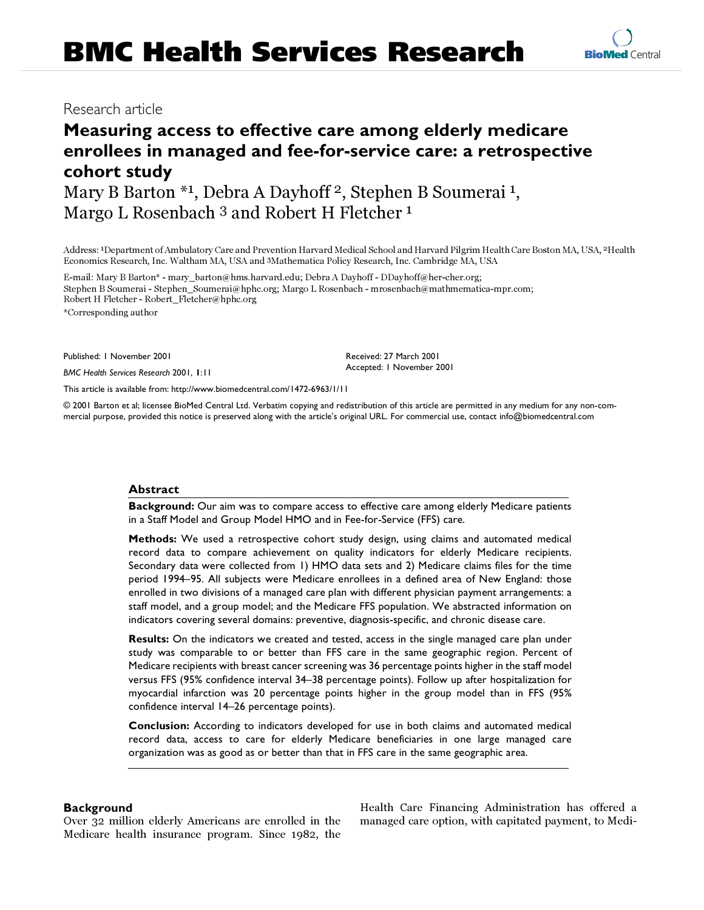# BMC Health Services Research

Research article

## Measuring access to effective care among elderly medicare enrollees in managed and fee-for-service care: a retrospective cohort study

Mary B Barton *[1], Debra A Dayhoff [2], Stephen B Soumerai [1], Margo L Rosenbach [3] and Robert H Fletcher [1]

Address: [1]Department of Ambulatory Care and Prevention Harvard Medical School and Harvard Pilgrim Health Care Boston MA, USA, [2]Health Economics Research, Inc. Waltham MA, USA and [3]Mathematica Policy Research, Inc. Cambridge MA, USA

E-mail: Mary B Barton* - mary_barton@hms.harvard.edu; Debra A Dayhoff - DDayhoff@her-cher.org; Stephen B Soumerai - Stephen_Soumerai@hphc.org; Margo L Rosenbach - mrosenbach@mathmematica-mpr.com; Robert H Fletcher - Robert_Fletcher@hphc.org

*Corresponding author

Published: 1 November 2001

*BMC Health Services Research* 2001, **1**:11

Received: 27 March 2001

Accepted: 1 November 2001

This article is available from: http://www.biomedcentral.com/1472-6963/1/11

© 2001 Barton et al; licensee BioMed Central Ltd. Verbatim copying and redistribution of this article are permitted in any medium for any non-commercial purpose, provided this notice is preserved along with the article's original URL. For commercial use, contact info@biomedcentral.com

### Abstract

**Background:** Our aim was to compare access to effective care among elderly Medicare patients in a Staff Model and Group Model HMO and in Fee-for-Service (FFS) care.

**Methods:** We used a retrospective cohort study design, using claims and automated medical record data to compare achievement on quality indicators for elderly Medicare recipients. Secondary data were collected from 1) HMO data sets and 2) Medicare claims files for the time period 1994–95. All subjects were Medicare enrollees in a defined area of New England: those enrolled in two divisions of a managed care plan with different physician payment arrangements: a staff model, and a group model; and the Medicare FFS population. We abstracted information on indicators covering several domains: preventive, diagnosis-specific, and chronic disease care.

**Results:** On the indicators we created and tested, access in the single managed care plan under study was comparable to or better than FFS care in the same geographic region. Percent of Medicare recipients with breast cancer screening was 36 percentage points higher in the staff model versus FFS (95% confidence interval 34–38 percentage points). Follow up after hospitalization for myocardial infarction was 20 percentage points higher in the group model than in FFS (95% confidence interval 14–26 percentage points).

**Conclusion:** According to indicators developed for use in both claims and automated medical record data, access to care for elderly Medicare beneficiaries in one large managed care organization was as good as or better than that in FFS care in the same geographic area.

### Background

Over 32 million elderly Americans are enrolled in the Medicare health insurance program. Since 1982, the Health Care Financing Administration has offered a managed care option, with capitated payment, to Medi-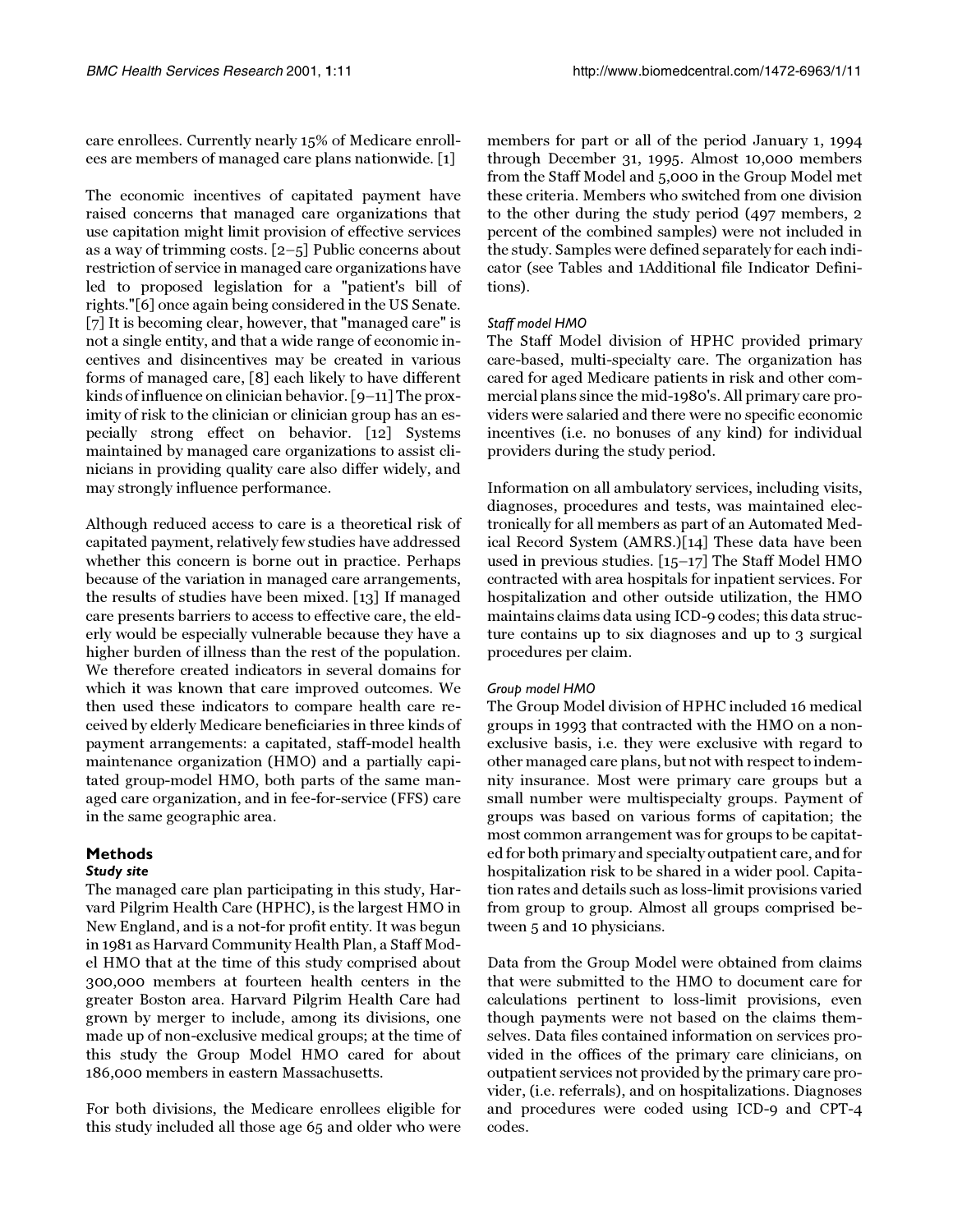care enrollees. Currently nearly 15% of Medicare enrollees are members of managed care plans nationwide. [1]

The economic incentives of capitated payment have raised concerns that managed care organizations that use capitation might limit provision of effective services as a way of trimming costs. [2–5] Public concerns about restriction of service in managed care organizations have led to proposed legislation for a "patient's bill of rights."[6] once again being considered in the US Senate. [7] It is becoming clear, however, that "managed care" is not a single entity, and that a wide range of economic incentives and disincentives may be created in various forms of managed care, [8] each likely to have different kinds of influence on clinician behavior. [9–11] The proximity of risk to the clinician or clinician group has an especially strong effect on behavior. [12] Systems maintained by managed care organizations to assist clinicians in providing quality care also differ widely, and may strongly influence performance.

Although reduced access to care is a theoretical risk of capitated payment, relatively few studies have addressed whether this concern is borne out in practice. Perhaps because of the variation in managed care arrangements, the results of studies have been mixed. [13] If managed care presents barriers to access to effective care, the elderly would be especially vulnerable because they have a higher burden of illness than the rest of the population. We therefore created indicators in several domains for which it was known that care improved outcomes. We then used these indicators to compare health care received by elderly Medicare beneficiaries in three kinds of payment arrangements: a capitated, staff-model health maintenance organization (HMO) and a partially capitated group-model HMO, both parts of the same managed care organization, and in fee-for-service (FFS) care in the same geographic area.

## Methods

### Study site

The managed care plan participating in this study, Harvard Pilgrim Health Care (HPHC), is the largest HMO in New England, and is a not-for profit entity. It was begun in 1981 as Harvard Community Health Plan, a Staff Model HMO that at the time of this study comprised about 300,000 members at fourteen health centers in the greater Boston area. Harvard Pilgrim Health Care had grown by merger to include, among its divisions, one made up of non-exclusive medical groups; at the time of this study the Group Model HMO cared for about 186,000 members in eastern Massachusetts.

For both divisions, the Medicare enrollees eligible for this study included all those age 65 and older who were members for part or all of the period January 1, 1994 through December 31, 1995. Almost 10,000 members from the Staff Model and 5,000 in the Group Model met these criteria. Members who switched from one division to the other during the study period (497 members, 2 percent of the combined samples) were not included in the study. Samples were defined separately for each indicator (see Tables and 1Additional file Indicator Definitions).

#### *Staff model HMO*

The Staff Model division of HPHC provided primary care-based, multi-specialty care. The organization has cared for aged Medicare patients in risk and other commercial plans since the mid-1980's. All primary care providers were salaried and there were no specific economic incentives (i.e. no bonuses of any kind) for individual providers during the study period.

Information on all ambulatory services, including visits, diagnoses, procedures and tests, was maintained electronically for all members as part of an Automated Medical Record System (AMRS.)[14] These data have been used in previous studies. [15–17] The Staff Model HMO contracted with area hospitals for inpatient services. For hospitalization and other outside utilization, the HMO maintains claims data using ICD-9 codes; this data structure contains up to six diagnoses and up to 3 surgical procedures per claim.

#### *Group model HMO*

The Group Model division of HPHC included 16 medical groups in 1993 that contracted with the HMO on a non-exclusive basis, i.e. they were exclusive with regard to other managed care plans, but not with respect to indemnity insurance. Most were primary care groups but a small number were multispecialty groups. Payment of groups was based on various forms of capitation; the most common arrangement was for groups to be capitated for both primary and specialty outpatient care, and for hospitalization risk to be shared in a wider pool. Capitation rates and details such as loss-limit provisions varied from group to group. Almost all groups comprised between 5 and 10 physicians.

Data from the Group Model were obtained from claims that were submitted to the HMO to document care for calculations pertinent to loss-limit provisions, even though payments were not based on the claims themselves. Data files contained information on services provided in the offices of the primary care clinicians, on outpatient services not provided by the primary care provider, (i.e. referrals), and on hospitalizations. Diagnoses and procedures were coded using ICD-9 and CPT-4 codes.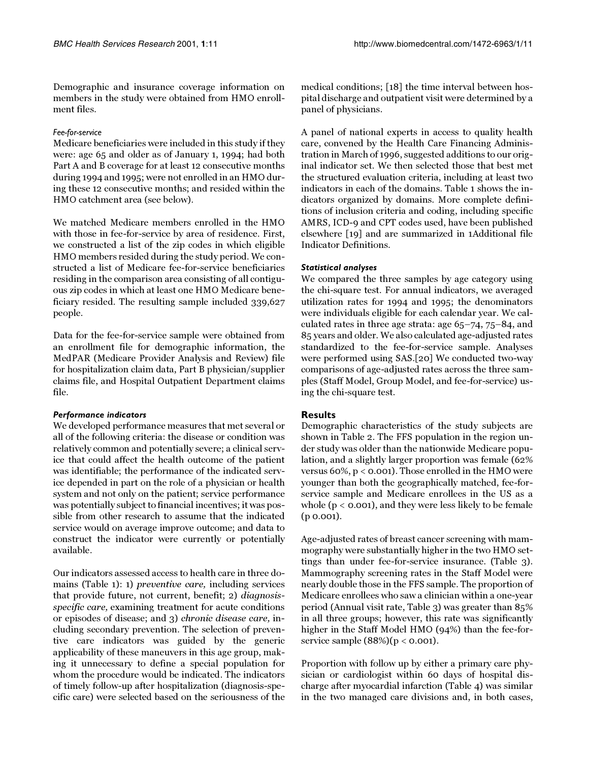Demographic and insurance coverage information on members in the study were obtained from HMO enrollment files.

*Fee-for-service*

Medicare beneficiaries were included in this study if they were: age 65 and older as of January 1, 1994; had both Part A and B coverage for at least 12 consecutive months during 1994 and 1995; were not enrolled in an HMO during these 12 consecutive months; and resided within the HMO catchment area (see below).

We matched Medicare members enrolled in the HMO with those in fee-for-service by area of residence. First, we constructed a list of the zip codes in which eligible HMO members resided during the study period. We constructed a list of Medicare fee-for-service beneficiaries residing in the comparison area consisting of all contiguous zip codes in which at least one HMO Medicare beneficiary resided. The resulting sample included 339,627 people.

Data for the fee-for-service sample were obtained from an enrollment file for demographic information, the MedPAR (Medicare Provider Analysis and Review) file for hospitalization claim data, Part B physician/supplier claims file, and Hospital Outpatient Department claims file.

### Performance indicators

We developed performance measures that met several or all of the following criteria: the disease or condition was relatively common and potentially severe; a clinical service that could affect the health outcome of the patient was identifiable; the performance of the indicated service depended in part on the role of a physician or health system and not only on the patient; service performance was potentially subject to financial incentives; it was possible from other research to assume that the indicated service would on average improve outcome; and data to construct the indicator were currently or potentially available.

Our indicators assessed access to health care in three domains (Table 1): 1) *preventive care,* including services that provide future, not current, benefit; 2) *diagnosis-specific care,* examining treatment for acute conditions or episodes of disease; and 3) *chronic disease care,* including secondary prevention. The selection of preventive care indicators was guided by the generic applicability of these maneuvers in this age group, making it unnecessary to define a special population for whom the procedure would be indicated. The indicators of timely follow-up after hospitalization (diagnosis-specific care) were selected based on the seriousness of the medical conditions; [18] the time interval between hospital discharge and outpatient visit were determined by a panel of physicians.

A panel of national experts in access to quality health care, convened by the Health Care Financing Administration in March of 1996, suggested additions to our original indicator set. We then selected those that best met the structured evaluation criteria, including at least two indicators in each of the domains. Table 1 shows the indicators organized by domains. More complete definitions of inclusion criteria and coding, including specific AMRS, ICD-9 and CPT codes used, have been published elsewhere [19] and are summarized in 1Additional file Indicator Definitions.

### Statistical analyses

We compared the three samples by age category using the chi-square test. For annual indicators, we averaged utilization rates for 1994 and 1995; the denominators were individuals eligible for each calendar year. We calculated rates in three age strata: age 65–74, 75–84, and 85 years and older. We also calculated age-adjusted rates standardized to the fee-for-service sample. Analyses were performed using SAS.[20] We conducted two-way comparisons of age-adjusted rates across the three samples (Staff Model, Group Model, and fee-for-service) using the chi-square test.

## Results

Demographic characteristics of the study subjects are shown in Table 2. The FFS population in the region under study was older than the nationwide Medicare population, and a slightly larger proportion was female (62% versus 60%, $p < 0.001$). Those enrolled in the HMO were younger than both the geographically matched, fee-for-service sample and Medicare enrollees in the US as a whole ($p < 0.001$), and they were less likely to be female (p 0.001).

Age-adjusted rates of breast cancer screening with mammography were substantially higher in the two HMO settings than under fee-for-service insurance. (Table 3). Mammography screening rates in the Staff Model were nearly double those in the FFS sample. The proportion of Medicare enrollees who saw a clinician within a one-year period (Annual visit rate, Table 3) was greater than 85% in all three groups; however, this rate was significantly higher in the Staff Model HMO (94%) than the fee-for-service sample (88%)($p < 0.001$).

Proportion with follow up by either a primary care physician or cardiologist within 60 days of hospital discharge after myocardial infarction (Table 4) was similar in the two managed care divisions and, in both cases,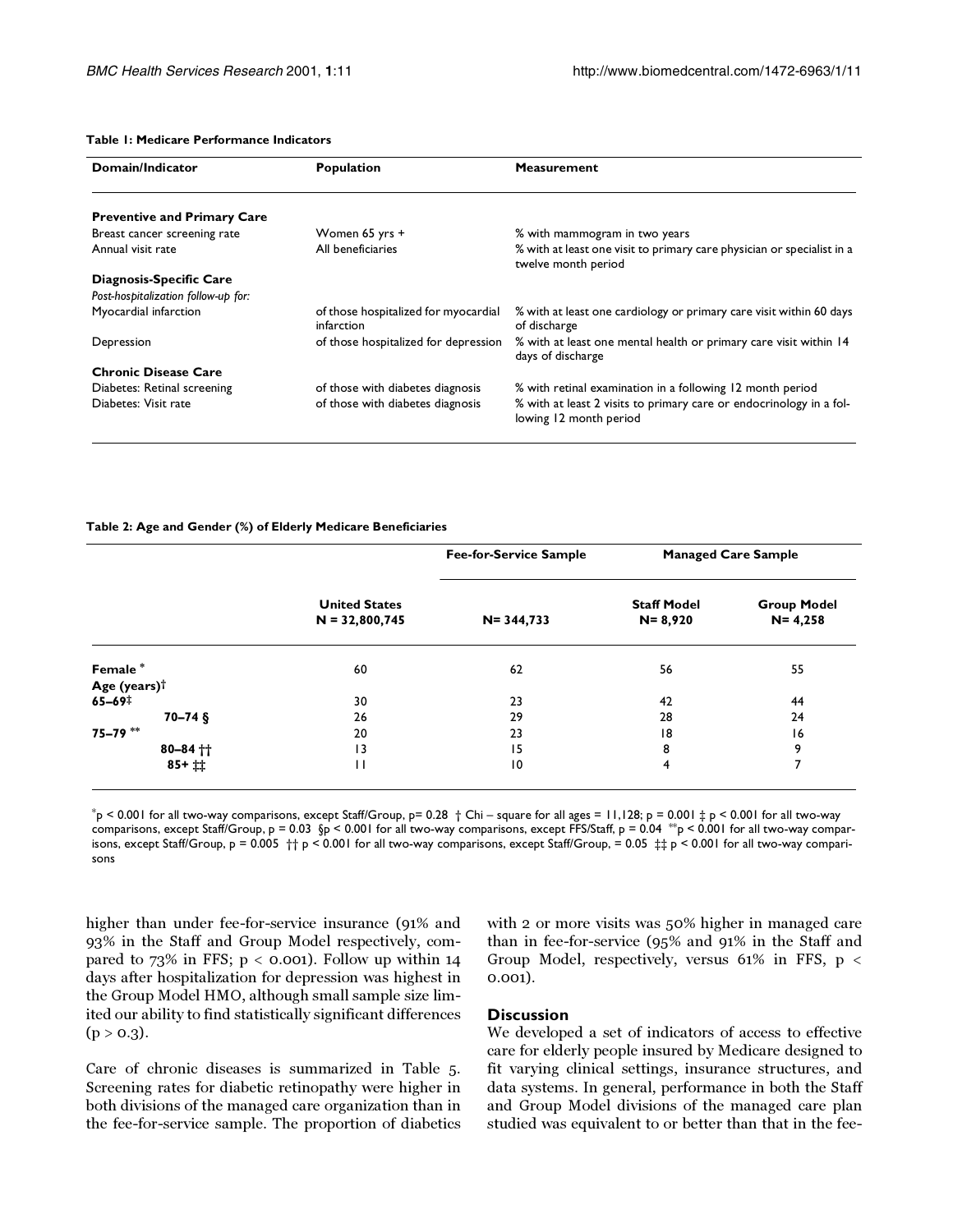**Table 1: Medicare Performance Indicators**

| Domain/Indicator | Population | Measurement |
| --- | --- | --- |
| **Preventive and Primary Care** | | |
| Breast cancer screening rate | Women 65 yrs + | % with mammogram in two years |
| Annual visit rate | All beneficiaries | % with at least one visit to primary care physician or specialist in a twelve month period |
| **Diagnosis-Specific Care** | | |
| *Post-hospitalization follow-up for:* | | |
| Myocardial infarction | of those hospitalized for myocardial infarction | % with at least one cardiology or primary care visit within 60 days of discharge |
| Depression | of those hospitalized for depression | % with at least one mental health or primary care visit within 14 days of discharge |
| **Chronic Disease Care** | | |
| Diabetes: Retinal screening | of those with diabetes diagnosis | % with retinal examination in a following 12 month period |
| Diabetes: Visit rate | of those with diabetes diagnosis | % with at least 2 visits to primary care or endocrinology in a following 12 month period |

**Table 2: Age and Gender (%) of Elderly Medicare Beneficiaries**

| | | Fee-for-Service Sample | Managed Care Sample | |
| --- | --- | --- | --- | --- |
| | **United States N = 32,800,745** | **N= 344,733** | **Staff Model N= 8,920** | **Group Model N= 4,258** |
| **Female** * | 60 | 62 | 56 | 55 |
| **Age (years)**† | | | | |
| **65–69**‡ | 30 | 23 | 42 | 44 |
| **70–74** § | 26 | 29 | 28 | 24 |
| **75–79** ** | 20 | 23 | 18 | 16 |
| **80–84** †† | 13 | 15 | 8 | 9 |
| **85+** ‡‡ | 11 | 10 | 4 | 7 |

*p < 0.001 for all two-way comparisons, except Staff/Group, p= 0.28 † Chi – square for all ages = 11,128; p = 0.001 ‡ p < 0.001 for all two-way comparisons, except Staff/Group, p = 0.03 §p < 0.001 for all two-way comparisons, except FFS/Staff, p = 0.04 **p < 0.001 for all two-way comparisons, except Staff/Group, p = 0.005 †† p < 0.001 for all two-way comparisons, except Staff/Group, = 0.05 ‡‡ p < 0.001 for all two-way comparisons

higher than under fee-for-service insurance (91% and 93% in the Staff and Group Model respectively, compared to 73% in FFS; $p < 0.001$). Follow up within 14 days after hospitalization for depression was highest in the Group Model HMO, although small sample size limited our ability to find statistically significant differences ($p > 0.3$).

Care of chronic diseases is summarized in Table 5. Screening rates for diabetic retinopathy were higher in both divisions of the managed care organization than in the fee-for-service sample. The proportion of diabetics with 2 or more visits was 50% higher in managed care than in fee-for-service (95% and 91% in the Staff and Group Model, respectively, versus 61% in FFS, $p < 0.001$).

## Discussion

We developed a set of indicators of access to effective care for elderly people insured by Medicare designed to fit varying clinical settings, insurance structures, and data systems. In general, performance in both the Staff and Group Model divisions of the managed care plan studied was equivalent to or better than that in the fee-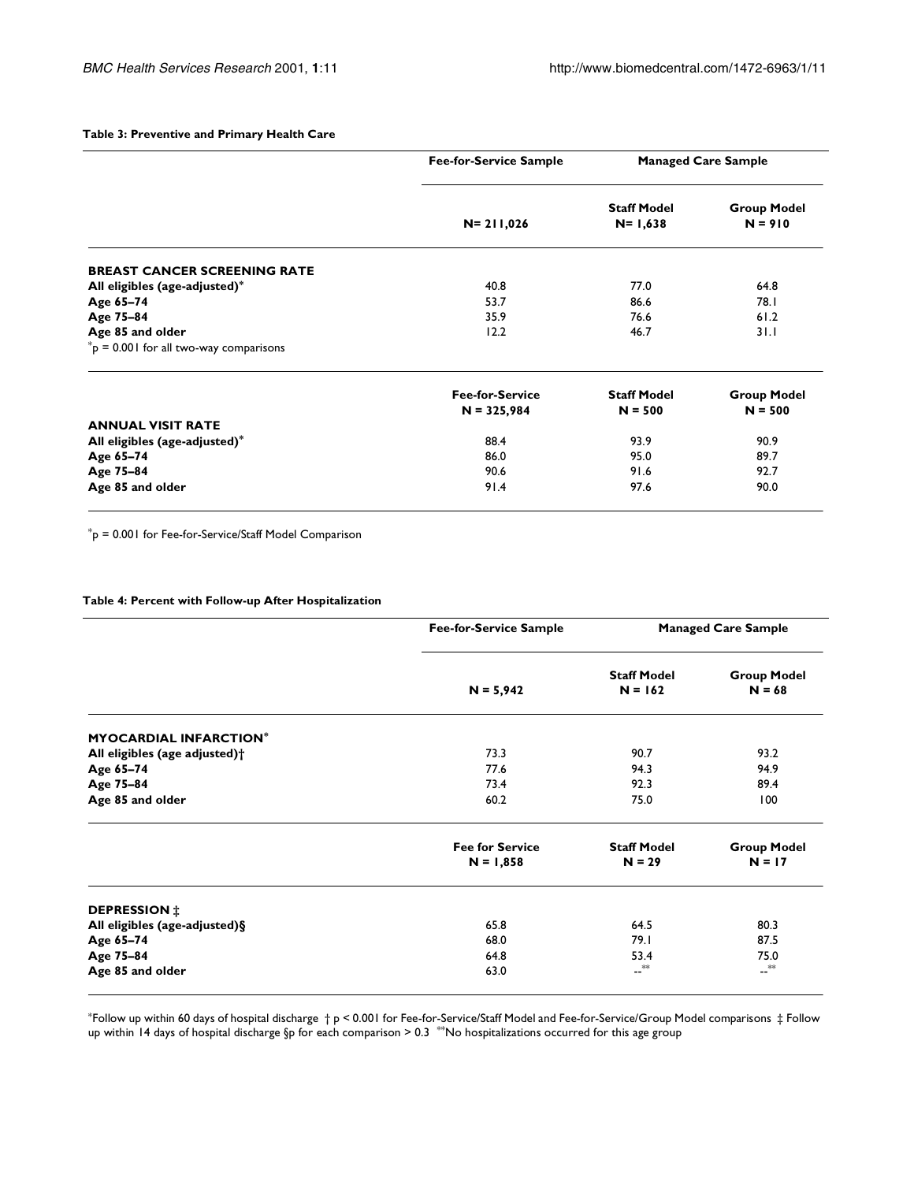**Table 3: Preventive and Primary Health Care**

| | Fee-for-Service Sample | Managed Care Sample | |
|---|---|---|---|
| | N= 211,026 | Staff Model N= 1,638 | Group Model N = 910 |
| **BREAST CANCER SCREENING RATE** | | | |
| **All eligibles (age-adjusted)*** | 40.8 | 77.0 | 64.8 |
| **Age 65–74** | 53.7 | 86.6 | 78.1 |
| **Age 75–84** | 35.9 | 76.6 | 61.2 |
| **Age 85 and older** | 12.2 | 46.7 | 31.1 |
| *p = 0.001 for all two-way comparisons | | | |
| | **Fee-for-Service N = 325,984** | **Staff Model N = 500** | **Group Model N = 500** |
| **ANNUAL VISIT RATE** | | | |
| **All eligibles (age-adjusted)*** | 88.4 | 93.9 | 90.9 |
| **Age 65–74** | 86.0 | 95.0 | 89.7 |
| **Age 75–84** | 90.6 | 91.6 | 92.7 |
| **Age 85 and older** | 91.4 | 97.6 | 90.0 |

*p = 0.001 for Fee-for-Service/Staff Model Comparison

**Table 4: Percent with Follow-up After Hospitalization**

| | Fee-for-Service Sample | Managed Care Sample | |
|---|---|---|---|
| | N = 5,942 | Staff Model N = 162 | Group Model N = 68 |
| **MYOCARDIAL INFARCTION*** | | | |
| **All eligibles (age adjusted)†** | 73.3 | 90.7 | 93.2 |
| **Age 65–74** | 77.6 | 94.3 | 94.9 |
| **Age 75–84** | 73.4 | 92.3 | 89.4 |
| **Age 85 and older** | 60.2 | 75.0 | 100 |
| | **Fee for Service N = 1,858** | **Staff Model N = 29** | **Group Model N = 17** |
| **DEPRESSION ‡** | | | |
| **All eligibles (age-adjusted)§** | 65.8 | 64.5 | 80.3 |
| **Age 65–74** | 68.0 | 79.1 | 87.5 |
| **Age 75–84** | 64.8 | 53.4 | 75.0 |
| **Age 85 and older** | 63.0 | --** | --** |

*Follow up within 60 days of hospital discharge † p < 0.001 for Fee-for-Service/Staff Model and Fee-for-Service/Group Model comparisons ‡ Follow up within 14 days of hospital discharge §p for each comparison > 0.3 **No hospitalizations occurred for this age group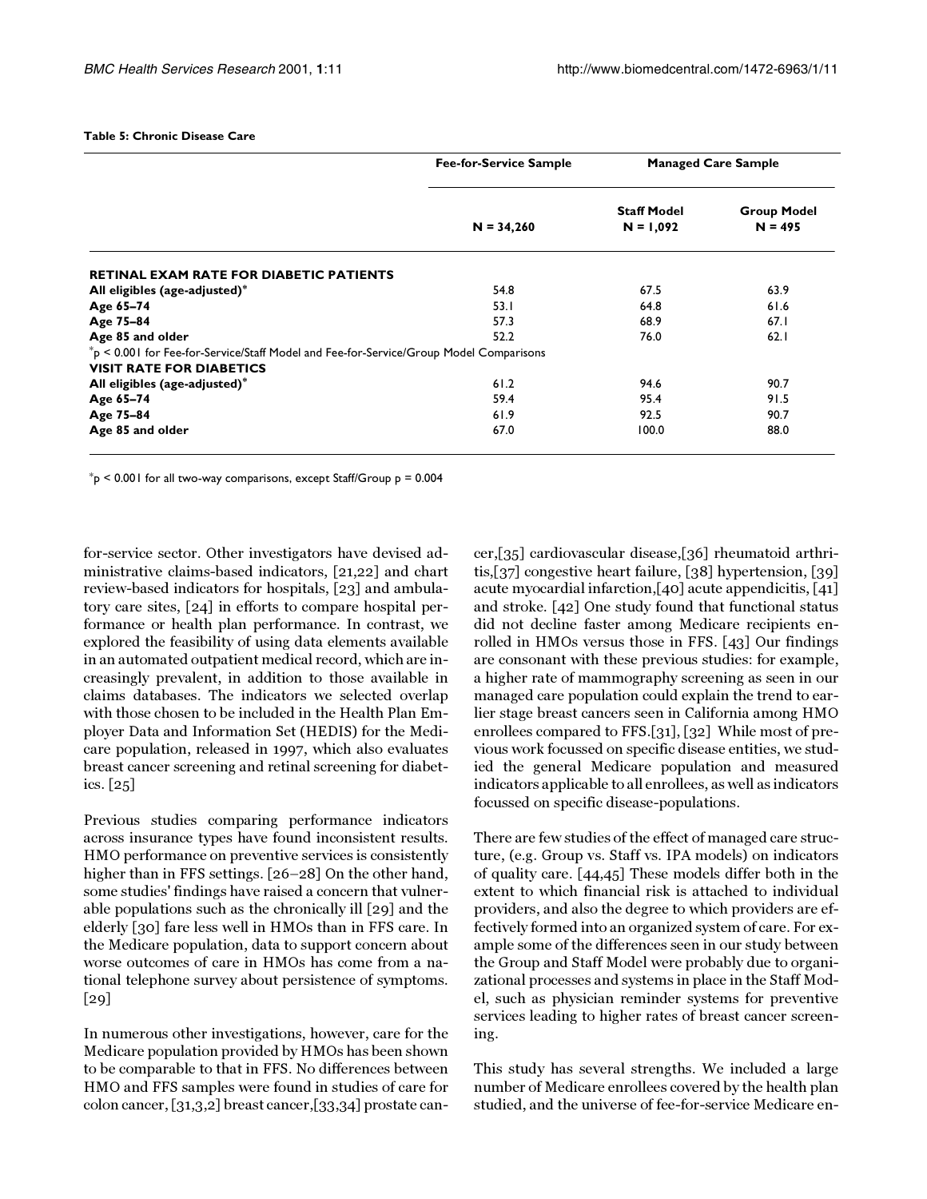**Table 5: Chronic Disease Care**

| | Fee-for-Service Sample | Managed Care Sample | |
|---|---|---|---|
| | N = 34,260 | Staff Model N = 1,092 | Group Model N = 495 |
| **RETINAL EXAM RATE FOR DIABETIC PATIENTS** | | | |
| **All eligibles (age-adjusted)*** | 54.8 | 67.5 | 63.9 |
| **Age 65–74** | 53.1 | 64.8 | 61.6 |
| **Age 75–84** | 57.3 | 68.9 | 67.1 |
| **Age 85 and older** | 52.2 | 76.0 | 62.1 |
| *p < 0.001 for Fee-for-Service/Staff Model and Fee-for-Service/Group Model Comparisons | | | |
| **VISIT RATE FOR DIABETICS** | | | |
| **All eligibles (age-adjusted)*** | 61.2 | 94.6 | 90.7 |
| **Age 65–74** | 59.4 | 95.4 | 91.5 |
| **Age 75–84** | 61.9 | 92.5 | 90.7 |
| **Age 85 and older** | 67.0 | 100.0 | 88.0 |

*p < 0.001 for all two-way comparisons, except Staff/Group p = 0.004

for-service sector. Other investigators have devised administrative claims-based indicators, [21,22] and chart review-based indicators for hospitals, [23] and ambulatory care sites, [24] in efforts to compare hospital performance or health plan performance. In contrast, we explored the feasibility of using data elements available in an automated outpatient medical record, which are increasingly prevalent, in addition to those available in claims databases. The indicators we selected overlap with those chosen to be included in the Health Plan Employer Data and Information Set (HEDIS) for the Medicare population, released in 1997, which also evaluates breast cancer screening and retinal screening for diabetics. [25]

Previous studies comparing performance indicators across insurance types have found inconsistent results. HMO performance on preventive services is consistently higher than in FFS settings. [26–28] On the other hand, some studies' findings have raised a concern that vulnerable populations such as the chronically ill [29] and the elderly [30] fare less well in HMOs than in FFS care. In the Medicare population, data to support concern about worse outcomes of care in HMOs has come from a national telephone survey about persistence of symptoms. [29]

In numerous other investigations, however, care for the Medicare population provided by HMOs has been shown to be comparable to that in FFS. No differences between HMO and FFS samples were found in studies of care for colon cancer, [31,3,2] breast cancer,[33,34] prostate cancer,[35] cardiovascular disease,[36] rheumatoid arthritis,[37] congestive heart failure, [38] hypertension, [39] acute myocardial infarction,[40] acute appendicitis, [41] and stroke. [42] One study found that functional status did not decline faster among Medicare recipients enrolled in HMOs versus those in FFS. [43] Our findings are consonant with these previous studies: for example, a higher rate of mammography screening as seen in our managed care population could explain the trend to earlier stage breast cancers seen in California among HMO enrollees compared to FFS.[31], [32] While most of previous work focussed on specific disease entities, we studied the general Medicare population and measured indicators applicable to all enrollees, as well as indicators focussed on specific disease-populations.

There are few studies of the effect of managed care structure, (e.g. Group vs. Staff vs. IPA models) on indicators of quality care. [44,45] These models differ both in the extent to which financial risk is attached to individual providers, and also the degree to which providers are effectively formed into an organized system of care. For example some of the differences seen in our study between the Group and Staff Model were probably due to organizational processes and systems in place in the Staff Model, such as physician reminder systems for preventive services leading to higher rates of breast cancer screening.

This study has several strengths. We included a large number of Medicare enrollees covered by the health plan studied, and the universe of fee-for-service Medicare en-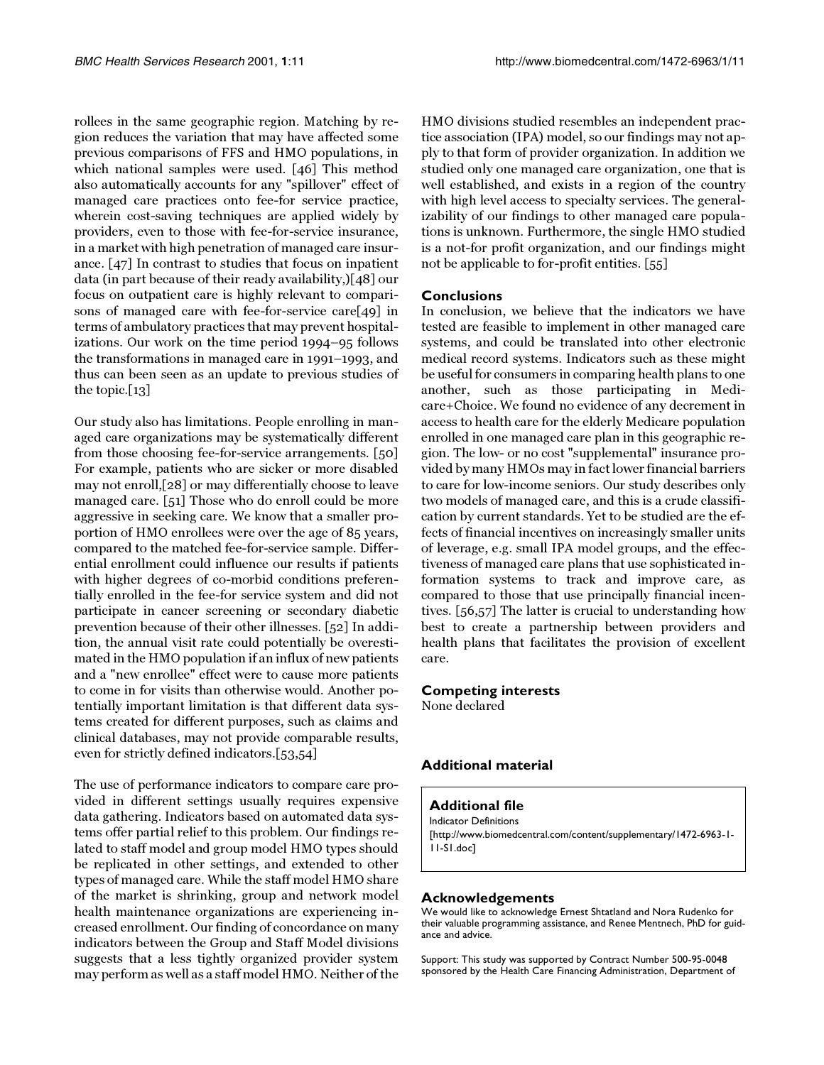rollees in the same geographic region. Matching by region reduces the variation that may have affected some previous comparisons of FFS and HMO populations, in which national samples were used. [46] This method also automatically accounts for any "spillover" effect of managed care practices onto fee-for service practice, wherein cost-saving techniques are applied widely by providers, even to those with fee-for-service insurance, in a market with high penetration of managed care insurance. [47] In contrast to studies that focus on inpatient data (in part because of their ready availability,)[48] our focus on outpatient care is highly relevant to comparisons of managed care with fee-for-service care[49] in terms of ambulatory practices that may prevent hospitalizations. Our work on the time period 1994–95 follows the transformations in managed care in 1991–1993, and thus can been seen as an update to previous studies of the topic.[13]

Our study also has limitations. People enrolling in managed care organizations may be systematically different from those choosing fee-for-service arrangements. [50] For example, patients who are sicker or more disabled may not enroll,[28] or may differentially choose to leave managed care. [51] Those who do enroll could be more aggressive in seeking care. We know that a smaller proportion of HMO enrollees were over the age of 85 years, compared to the matched fee-for-service sample. Differential enrollment could influence our results if patients with higher degrees of co-morbid conditions preferentially enrolled in the fee-for service system and did not participate in cancer screening or secondary diabetic prevention because of their other illnesses. [52] In addition, the annual visit rate could potentially be overestimated in the HMO population if an influx of new patients and a "new enrollee" effect were to cause more patients to come in for visits than otherwise would. Another potentially important limitation is that different data systems created for different purposes, such as claims and clinical databases, may not provide comparable results, even for strictly defined indicators.[53,54]

The use of performance indicators to compare care provided in different settings usually requires expensive data gathering. Indicators based on automated data systems offer partial relief to this problem. Our findings related to staff model and group model HMO types should be replicated in other settings, and extended to other types of managed care. While the staff model HMO share of the market is shrinking, group and network model health maintenance organizations are experiencing increased enrollment. Our finding of concordance on many indicators between the Group and Staff Model divisions suggests that a less tightly organized provider system may perform as well as a staff model HMO. Neither of the HMO divisions studied resembles an independent practice association (IPA) model, so our findings may not apply to that form of provider organization. In addition we studied only one managed care organization, one that is well established, and exists in a region of the country with high level access to specialty services. The generalizability of our findings to other managed care populations is unknown. Furthermore, the single HMO studied is a not-for profit organization, and our findings might not be applicable to for-profit entities. [55]

## Conclusions

In conclusion, we believe that the indicators we have tested are feasible to implement in other managed care systems, and could be translated into other electronic medical record systems. Indicators such as these might be useful for consumers in comparing health plans to one another, such as those participating in Medicare+Choice. We found no evidence of any decrement in access to health care for the elderly Medicare population enrolled in one managed care plan in this geographic region. The low- or no cost "supplemental" insurance provided by many HMOs may in fact lower financial barriers to care for low-income seniors. Our study describes only two models of managed care, and this is a crude classification by current standards. Yet to be studied are the effects of financial incentives on increasingly smaller units of leverage, e.g. small IPA model groups, and the effectiveness of managed care plans that use sophisticated information systems to track and improve care, as compared to those that use principally financial incentives. [56,57] The latter is crucial to understanding how best to create a partnership between providers and health plans that facilitates the provision of excellent care.

## Competing interests

None declared

## Additional material

**Additional file**
Indicator Definitions
[http://www.biomedcentral.com/content/supplementary/1472-6963-1-11-S1.doc]

## Acknowledgements

We would like to acknowledge Ernest Shtatland and Nora Rudenko for their valuable programming assistance, and Renee Mentnech, PhD for guidance and advice.

Support: This study was supported by Contract Number 500-95-0048 sponsored by the Health Care Financing Administration, Department of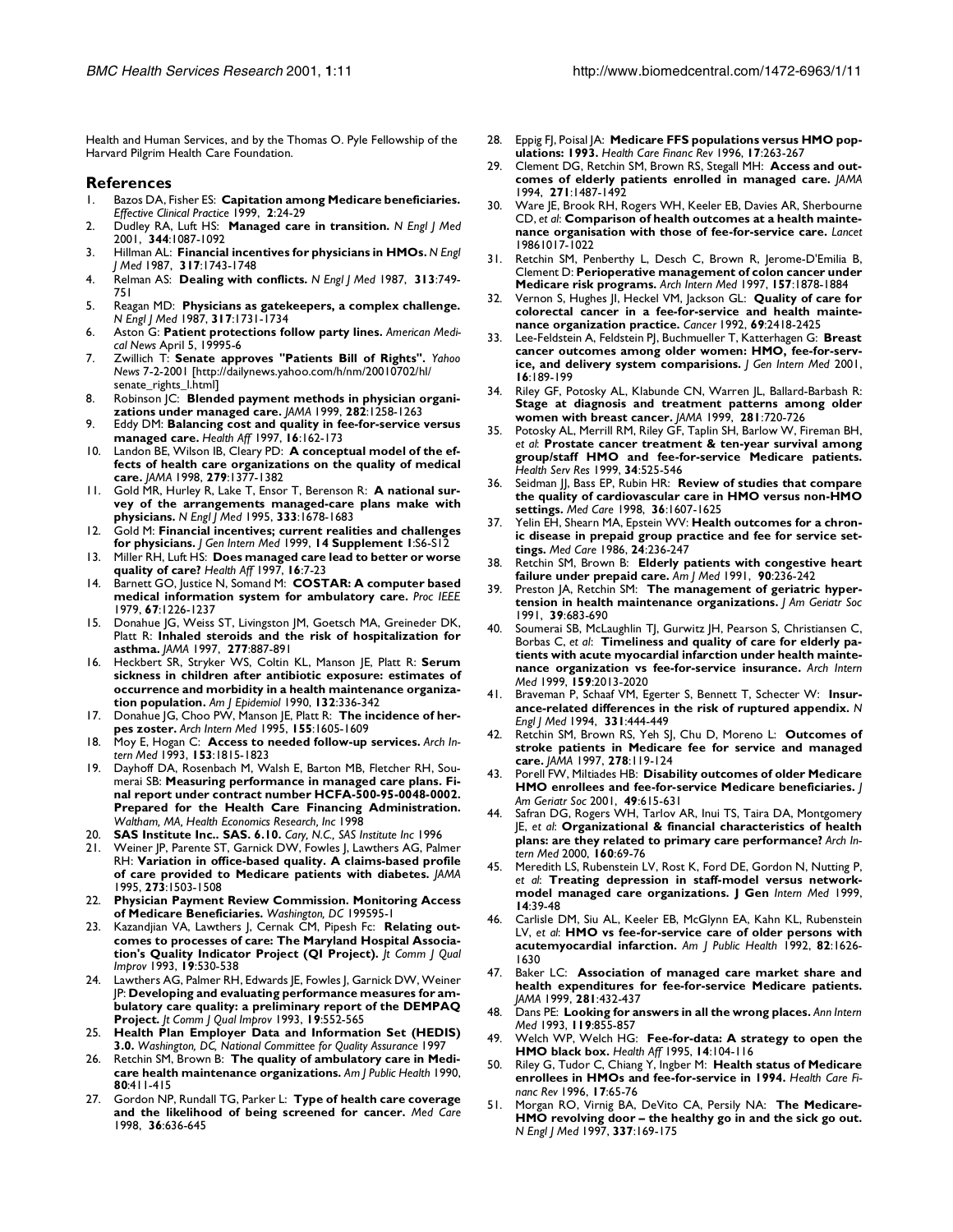Health and Human Services, and by the Thomas O. Pyle Fellowship of the Harvard Pilgrim Health Care Foundation.

## References

1. Bazos DA, Fisher ES: **Capitation among Medicare beneficiaries.** *Effective Clinical Practice* 1999, **2**:24-29
2. Dudley RA, Luft HS: **Managed care in transition.** *N Engl J Med* 2001, **344**:1087-1092
3. Hillman AL: **Financial incentives for physicians in HMOs.** *N Engl J Med* 1987, **317**:1743-1748
4. Relman AS: **Dealing with conflicts.** *N Engl J Med* 1987, **313**:749-751
5. Reagan MD: **Physicians as gatekeepers, a complex challenge.** *N Engl J Med* 1987, **317**:1731-1734
6. Aston G: **Patient protections follow party lines.** *American Medical News* April 5, 19995-6
7. Zwillich T: **Senate approves "Patients Bill of Rights".** *Yahoo News* 7-2-2001 [http://dailynews.yahoo.com/h/nm/20010702/hl/senate_rights_l.html]
8. Robinson JC: **Blended payment methods in physician organizations under managed care.** *JAMA* 1999, **282**:1258-1263
9. Eddy DM: **Balancing cost and quality in fee-for-service versus managed care.** *Health Aff* 1997, **16**:162-173
10. Landon BE, Wilson IB, Cleary PD: **A conceptual model of the effects of health care organizations on the quality of medical care.** *JAMA* 1998, **279**:1377-1382
11. Gold MR, Hurley R, Lake T, Ensor T, Berenson R: **A national survey of the arrangements managed-care plans make with physicians.** *N Engl J Med* 1995, **333**:1678-1683
12. Gold M: **Financial incentives; current realities and challenges for physicians.** *J Gen Intern Med* 1999, **14 Supplement 1**:S6-S12
13. Miller RH, Luft HS: **Does managed care lead to better or worse quality of care?** *Health Aff* 1997, **16**:7-23
14. Barnett GO, Justice N, Somand M: **COSTAR: A computer based medical information system for ambulatory care.** *Proc IEEE* 1979, **67**:1226-1237
15. Donahue JG, Weiss ST, Livingston JM, Goetsch MA, Greineder DK, Platt R: **Inhaled steroids and the risk of hospitalization for asthma.** *JAMA* 1997, **277**:887-891
16. Heckbert SR, Stryker WS, Coltin KL, Manson JE, Platt R: **Serum sickness in children after antibiotic exposure: estimates of occurrence and morbidity in a health maintenance organization population.** *Am J Epidemiol* 1990, **132**:336-342
17. Donahue JG, Choo PW, Manson JE, Platt R: **The incidence of herpes zoster.** *Arch Intern Med* 1995, **155**:1605-1609
18. Moy E, Hogan C: **Access to needed follow-up services.** *Arch Intern Med* 1993, **153**:1815-1823
19. Dayhoff DA, Rosenbach M, Walsh E, Barton MB, Fletcher RH, Soumerai SB: **Measuring performance in managed care plans. Final report under contract number HCFA-500-95-0048-0002. Prepared for the Health Care Financing Administration.** *Waltham, MA, Health Economics Research, Inc* 1998
20. **SAS Institute Inc.. SAS. 6.10.** *Cary, N.C., SAS Institute Inc* 1996
21. Weiner JP, Parente ST, Garnick DW, Fowles J, Lawthers AG, Palmer RH: **Variation in office-based quality. A claims-based profile of care provided to Medicare patients with diabetes.** *JAMA* 1995, **273**:1503-1508
22. **Physician Payment Review Commission. Monitoring Access of Medicare Beneficiaries.** *Washington, DC* 199595-1
23. Kazandjian VA, Lawthers J, Cernak CM, Pipesh Fc: **Relating outcomes to processes of care: The Maryland Hospital Association's Quality Indicator Project (QI Project).** *Jt Comm J Qual Improv* 1993, **19**:530-538
24. Lawthers AG, Palmer RH, Edwards JE, Fowles J, Garnick DW, Weiner JP: **Developing and evaluating performance measures for ambulatory care quality: a preliminary report of the DEMPAQ Project.** *Jt Comm J Qual Improv* 1993, **19**:552-565
25. **Health Plan Employer Data and Information Set (HEDIS) 3.0.** *Washington, DC, National Committee for Quality Assurance* 1997
26. Retchin SM, Brown B: **The quality of ambulatory care in Medicare health maintenance organizations.** *Am J Public Health* 1990, **80**:411-415
27. Gordon NP, Rundall TG, Parker L: **Type of health care coverage and the likelihood of being screened for cancer.** *Med Care* 1998, **36**:636-645
28. Eppig FJ, Poisal JA: **Medicare FFS populations versus HMO populations: 1993.** *Health Care Financ Rev* 1996, **17**:263-267
29. Clement DG, Retchin SM, Brown RS, Stegall MH: **Access and outcomes of elderly patients enrolled in managed care.** *JAMA* 1994, **271**:1487-1492
30. Ware JE, Brook RH, Rogers WH, Keeler EB, Davies AR, Sherbourne CD, *et al*: **Comparison of health outcomes at a health maintenance organisation with those of fee-for-service care.** *Lancet* 19861017-1022
31. Retchin SM, Penberthy L, Desch C, Brown R, Jerome-D'Emilia B, Clement D: **Perioperative management of colon cancer under Medicare risk programs.** *Arch Intern Med* 1997, **157**:1878-1884
32. Vernon S, Hughes JI, Heckel VM, Jackson GL: **Quality of care for colorectal cancer in a fee-for-service and health maintenance organization practice.** *Cancer* 1992, **69**:2418-2425
33. Lee-Feldstein A, Feldstein PJ, Buchmueller T, Katterhagen G: **Breast cancer outcomes among older women: HMO, fee-for-service, and delivery system comparisions.** *J Gen Intern Med* 2001, **16**:189-199
34. Riley GF, Potosky AL, Klabunde CN, Warren JL, Ballard-Barbash R: **Stage at diagnosis and treatment patterns among older women with breast cancer.** *JAMA* 1999, **281**:720-726
35. Potosky AL, Merrill RM, Riley GF, Taplin SH, Barlow W, Fireman BH, *et al*: **Prostate cancer treatment & ten-year survival among group/staff HMO and fee-for-service Medicare patients.** *Health Serv Res* 1999, **34**:525-546
36. Seidman JJ, Bass EP, Rubin HR: **Review of studies that compare the quality of cardiovascular care in HMO versus non-HMO settings.** *Med Care* 1998, **36**:1607-1625
37. Yelin EH, Shearn MA, Epstein WV: **Health outcomes for a chronic disease in prepaid group practice and fee for service settings.** *Med Care* 1986, **24**:236-247
38. Retchin SM, Brown B: **Elderly patients with congestive heart failure under prepaid care.** *Am J Med* 1991, **90**:236-242
39. Preston JA, Retchin SM: **The management of geriatric hypertension in health maintenance organizations.** *J Am Geriatr Soc* 1991, **39**:683-690
40. Soumerai SB, McLaughlin TJ, Gurwitz JH, Pearson S, Christiansen C, Borbas C, *et al*: **Timeliness and quality of care for elderly patients with acute myocardial infarction under health maintenance organization vs fee-for-service insurance.** *Arch Intern Med* 1999, **159**:2013-2020
41. Braveman P, Schaaf VM, Egerter S, Bennett T, Schecter W: **Insurance-related differences in the risk of ruptured appendix.** *N Engl J Med* 1994, **331**:444-449
42. Retchin SM, Brown RS, Yeh SJ, Chu D, Moreno L: **Outcomes of stroke patients in Medicare fee for service and managed care.** *JAMA* 1997, **278**:119-124
43. Porell FW, Miltiades HB: **Disability outcomes of older Medicare HMO enrollees and fee-for-service Medicare beneficiaries.** *J Am Geriatr Soc* 2001, **49**:615-631
44. Safran DG, Rogers WH, Tarlov AR, Inui TS, Taira DA, Montgomery JE, *et al*: **Organizational & financial characteristics of health plans: are they related to primary care performance?** *Arch Intern Med* 2000, **160**:69-76
45. Meredith LS, Rubenstein LV, Rost K, Ford DE, Gordon N, Nutting P, *et al*: **Treating depression in staff-model versus network-model managed care organizations. J Gen** *Intern Med* 1999, **14**:39-48
46. Carlisle DM, Siu AL, Keeler EB, McGlynn EA, Kahn KL, Rubenstein LV, *et al*: **HMO vs fee-for-service care of older persons with acutemyocardial infarction.** *Am J Public Health* 1992, **82**:1626-1630
47. Baker LC: **Association of managed care market share and health expenditures for fee-for-service Medicare patients.** *JAMA* 1999, **281**:432-437
48. Dans PE: **Looking for answers in all the wrong places.** *Ann Intern Med* 1993, **119**:855-857
49. Welch WP, Welch HG: **Fee-for-data: A strategy to open the HMO black box.** *Health Aff* 1995, **14**:104-116
50. Riley G, Tudor C, Chiang Y, Ingber M: **Health status of Medicare enrollees in HMOs and fee-for-service in 1994.** *Health Care Financ Rev* 1996, **17**:65-76
51. Morgan RO, Virnig BA, DeVito CA, Persily NA: **The Medicare-HMO revolving door – the healthy go in and the sick go out.** *N Engl J Med* 1997, **337**:169-175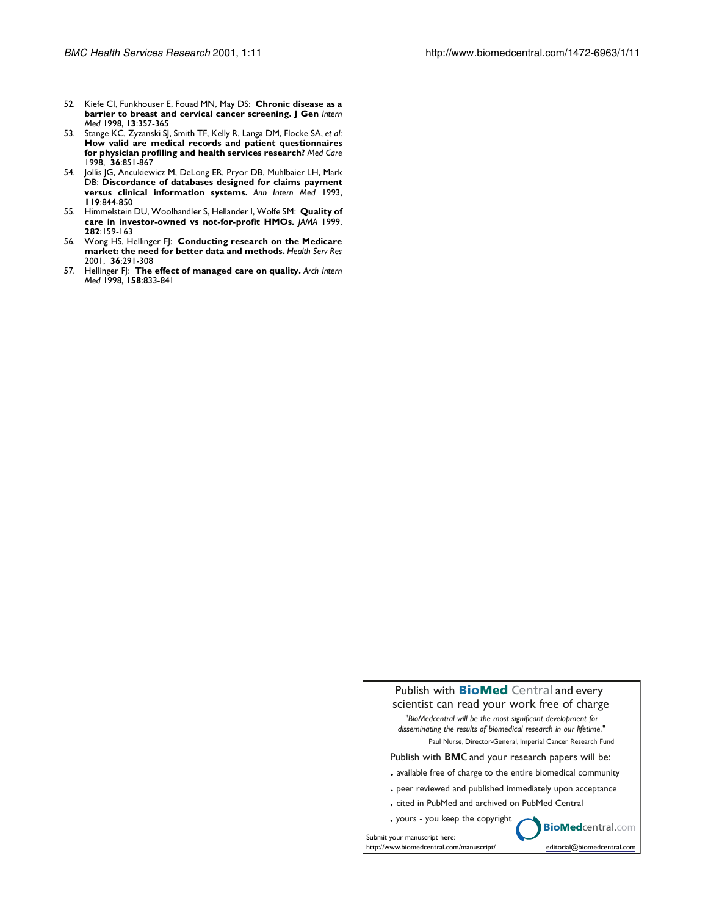52. Kiefe CI, Funkhouser E, Fouad MN, May DS: **Chronic disease as a barrier to breast and cervical cancer screening. J Gen** *Intern Med* 1998, **13**:357-365
53. Stange KC, Zyzanski SJ, Smith TF, Kelly R, Langa DM, Flocke SA, *et al*: **How valid are medical records and patient questionnaires for physician profiling and health services research?** *Med Care* 1998, **36**:851-867
54. Jollis JG, Ancukiewicz M, DeLong ER, Pryor DB, Muhlbaier LH, Mark DB: **Discordance of databases designed for claims payment versus clinical information systems.** *Ann Intern Med* 1993, **119**:844-850
55. Himmelstein DU, Woolhandler S, Hellander I, Wolfe SM: **Quality of care in investor-owned vs not-for-profit HMOs.** *JAMA* 1999, **282**:159-163
56. Wong HS, Hellinger FJ: **Conducting research on the Medicare market: the need for better data and methods.** *Health Serv Res* 2001, **36**:291-308
57. Hellinger FJ: **The effect of managed care on quality.** *Arch Intern Med* 1998, **158**:833-841

Publish with **BioMed** Central and every scientist can read your work free of charge

*"BioMedcentral will be the most significant development for disseminating the results of biomedical research in our lifetime."*

Paul Nurse, Director-General, Imperial Cancer Research Fund

Publish with **BMC** and your research papers will be:

- available free of charge to the entire biomedical community
- peer reviewed and published immediately upon acceptance
- cited in PubMed and archived on PubMed Central
- yours - you keep the copyright

**BioMed**central.com

Submit your manuscript here:
http://www.biomedcentral.com/manuscript/

editorial@biomedcentral.com